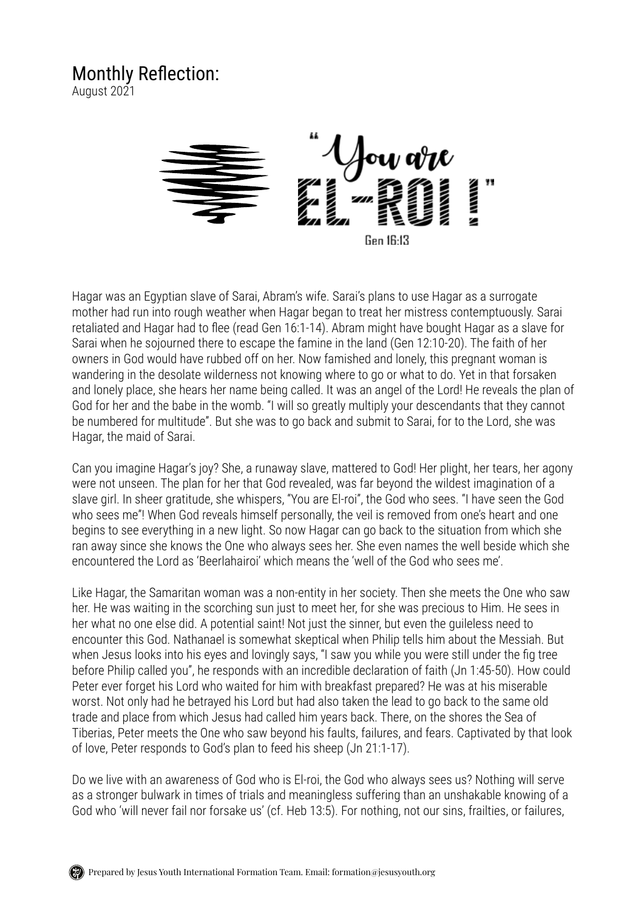# Monthly Reflection:

August 2021

"You are EL-ROI !"

Gen 16:13

Hagar was an Egyptian slave of Sarai, Abram's wife. Sarai's plans to use Hagar as a surrogate mother had run into rough weather when Hagar began to treat her mistress contemptuously. Sarai retaliated and Hagar had to flee (read Gen 16:1-14). Abram might have bought Hagar as a slave for Sarai when he sojourned there to escape the famine in the land (Gen 12:10-20). The faith of her owners in God would have rubbed off on her. Now famished and lonely, this pregnant woman is wandering in the desolate wilderness not knowing where to go or what to do. Yet in that forsaken and lonely place, she hears her name being called. It was an angel of the Lord! He reveals the plan of God for her and the babe in the womb. "I will so greatly multiply your descendants that they cannot be numbered for multitude". But she was to go back and submit to Sarai, for to the Lord, she was Hagar, the maid of Sarai.

Can you imagine Hagar's joy? She, a runaway slave, mattered to God! Her plight, her tears, her agony were not unseen. The plan for her that God revealed, was far beyond the wildest imagination of a slave girl. In sheer gratitude, she whispers, "You are El-roi", the God who sees. "I have seen the God who sees me"! When God reveals himself personally, the veil is removed from one's heart and one begins to see everything in a new light. So now Hagar can go back to the situation from which she ran away since she knows the One who always sees her. She even names the well beside which she encountered the Lord as 'Beerlahairoi' which means the 'well of the God who sees me'.

Like Hagar, the Samaritan woman was a non-entity in her society. Then she meets the One who saw her. He was waiting in the scorching sun just to meet her, for she was precious to Him. He sees in her what no one else did. A potential saint! Not just the sinner, but even the guileless need to encounter this God. Nathanael is somewhat skeptical when Philip tells him about the Messiah. But when Jesus looks into his eyes and lovingly says, "I saw you while you were still under the fig tree before Philip called you", he responds with an incredible declaration of faith (Jn 1:45-50). How could Peter ever forget his Lord who waited for him with breakfast prepared? He was at his miserable worst. Not only had he betrayed his Lord but had also taken the lead to go back to the same old trade and place from which Jesus had called him years back. There, on the shores the Sea of Tiberias, Peter meets the One who saw beyond his faults, failures, and fears. Captivated by that look of love, Peter responds to God's plan to feed his sheep (Jn 21:1-17).

Do we live with an awareness of God who is El-roi, the God who always sees us? Nothing will serve as a stronger bulwark in times of trials and meaningless suffering than an unshakable knowing of a God who 'will never fail nor forsake us' (cf. Heb 13:5). For nothing, not our sins, frailties, or failures,

Prepared by Jesus Youth International Formation Team. Email: formation@jesusyouth.org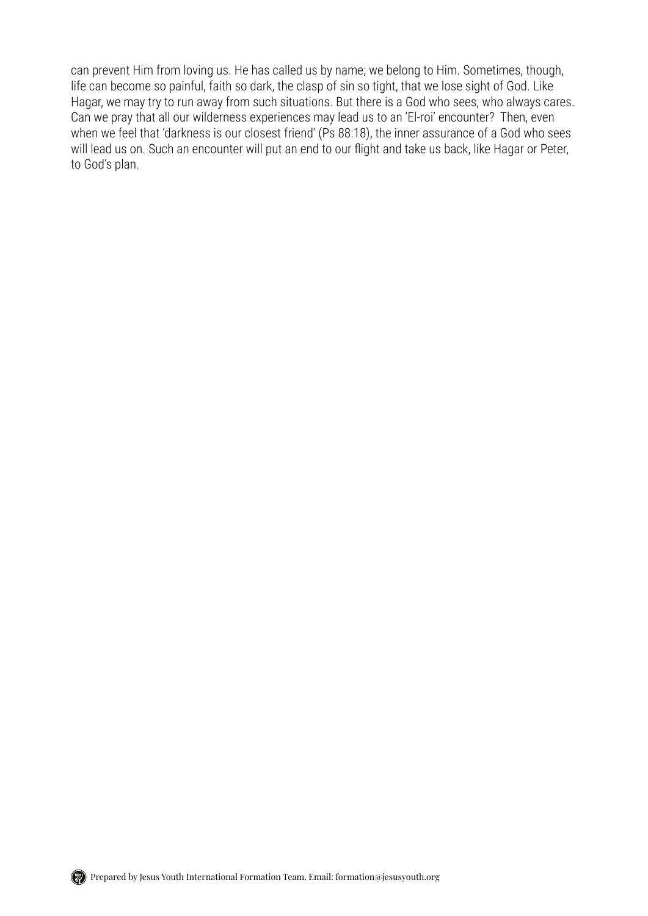can prevent Him from loving us. He has called us by name; we belong to Him. Sometimes, though, life can become so painful, faith so dark, the clasp of sin so tight, that we lose sight of God. Like Hagar, we may try to run away from such situations. But there is a God who sees, who always cares. Can we pray that all our wilderness experiences may lead us to an 'El-roi' encounter?  Then, even when we feel that 'darkness is our closest friend' (Ps 88:18), the inner assurance of a God who sees will lead us on. Such an encounter will put an end to our flight and take us back, like Hagar or Peter, to God's plan.

Prepared by Jesus Youth International Formation Team. Email: formation@jesusyouth.org